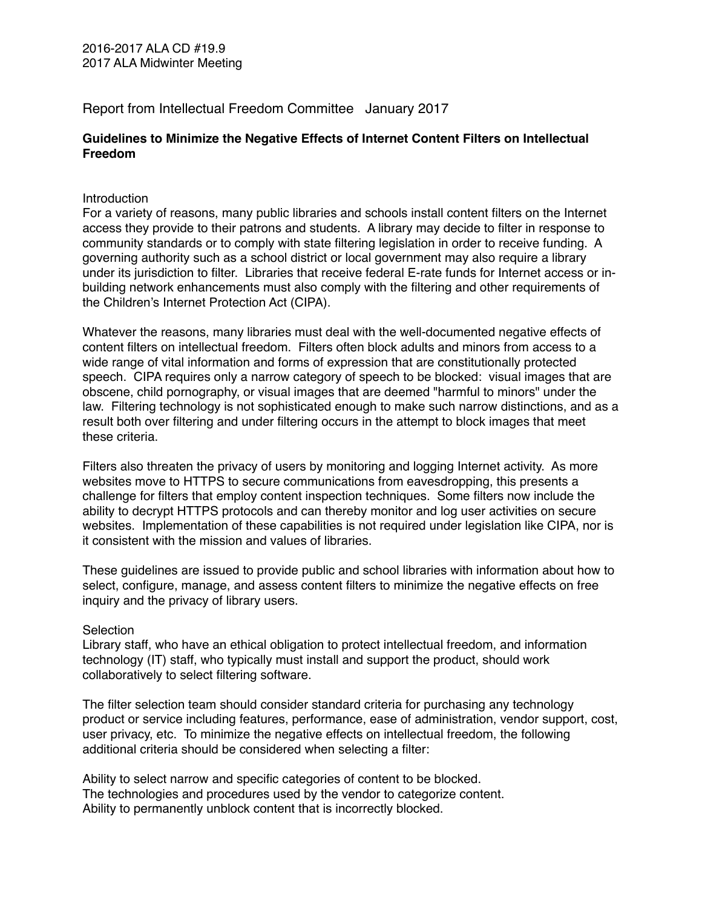2016-2017 ALA CD #19.9
2017 ALA Midwinter Meeting

Report from Intellectual Freedom Committee   January 2017

## Guidelines to Minimize the Negative Effects of Internet Content Filters on Intellectual Freedom

### Introduction

For a variety of reasons, many public libraries and schools install content filters on the Internet access they provide to their patrons and students. A library may decide to filter in response to community standards or to comply with state filtering legislation in order to receive funding. A governing authority such as a school district or local government may also require a library under its jurisdiction to filter. Libraries that receive federal E-rate funds for Internet access or in-building network enhancements must also comply with the filtering and other requirements of the Children's Internet Protection Act (CIPA).

Whatever the reasons, many libraries must deal with the well-documented negative effects of content filters on intellectual freedom. Filters often block adults and minors from access to a wide range of vital information and forms of expression that are constitutionally protected speech. CIPA requires only a narrow category of speech to be blocked: visual images that are obscene, child pornography, or visual images that are deemed "harmful to minors" under the law. Filtering technology is not sophisticated enough to make such narrow distinctions, and as a result both over filtering and under filtering occurs in the attempt to block images that meet these criteria.

Filters also threaten the privacy of users by monitoring and logging Internet activity. As more websites move to HTTPS to secure communications from eavesdropping, this presents a challenge for filters that employ content inspection techniques. Some filters now include the ability to decrypt HTTPS protocols and can thereby monitor and log user activities on secure websites. Implementation of these capabilities is not required under legislation like CIPA, nor is it consistent with the mission and values of libraries.

These guidelines are issued to provide public and school libraries with information about how to select, configure, manage, and assess content filters to minimize the negative effects on free inquiry and the privacy of library users.

### Selection

Library staff, who have an ethical obligation to protect intellectual freedom, and information technology (IT) staff, who typically must install and support the product, should work collaboratively to select filtering software.

The filter selection team should consider standard criteria for purchasing any technology product or service including features, performance, ease of administration, vendor support, cost, user privacy, etc. To minimize the negative effects on intellectual freedom, the following additional criteria should be considered when selecting a filter:

Ability to select narrow and specific categories of content to be blocked.
The technologies and procedures used by the vendor to categorize content.
Ability to permanently unblock content that is incorrectly blocked.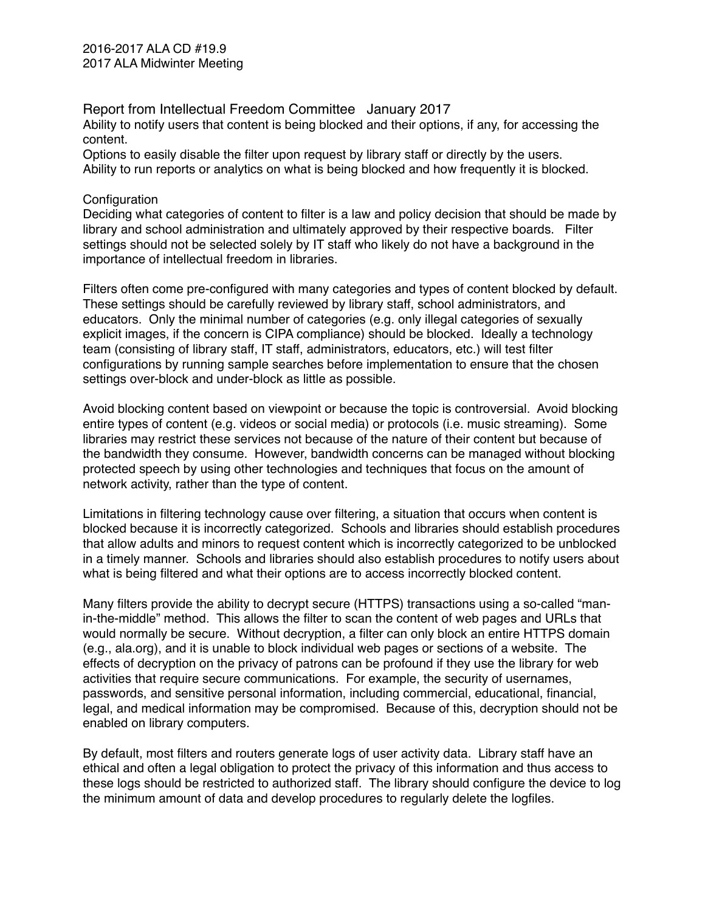Report from Intellectual Freedom Committee January 2017

Ability to notify users that content is being blocked and their options, if any, for accessing the content.

Options to easily disable the filter upon request by library staff or directly by the users.

Ability to run reports or analytics on what is being blocked and how frequently it is blocked.

## Configuration

Deciding what categories of content to filter is a law and policy decision that should be made by library and school administration and ultimately approved by their respective boards. Filter settings should not be selected solely by IT staff who likely do not have a background in the importance of intellectual freedom in libraries.

Filters often come pre-configured with many categories and types of content blocked by default. These settings should be carefully reviewed by library staff, school administrators, and educators. Only the minimal number of categories (e.g. only illegal categories of sexually explicit images, if the concern is CIPA compliance) should be blocked. Ideally a technology team (consisting of library staff, IT staff, administrators, educators, etc.) will test filter configurations by running sample searches before implementation to ensure that the chosen settings over-block and under-block as little as possible.

Avoid blocking content based on viewpoint or because the topic is controversial. Avoid blocking entire types of content (e.g. videos or social media) or protocols (i.e. music streaming). Some libraries may restrict these services not because of the nature of their content but because of the bandwidth they consume. However, bandwidth concerns can be managed without blocking protected speech by using other technologies and techniques that focus on the amount of network activity, rather than the type of content.

Limitations in filtering technology cause over filtering, a situation that occurs when content is blocked because it is incorrectly categorized. Schools and libraries should establish procedures that allow adults and minors to request content which is incorrectly categorized to be unblocked in a timely manner. Schools and libraries should also establish procedures to notify users about what is being filtered and what their options are to access incorrectly blocked content.

Many filters provide the ability to decrypt secure (HTTPS) transactions using a so-called "man-in-the-middle" method. This allows the filter to scan the content of web pages and URLs that would normally be secure. Without decryption, a filter can only block an entire HTTPS domain (e.g., ala.org), and it is unable to block individual web pages or sections of a website. The effects of decryption on the privacy of patrons can be profound if they use the library for web activities that require secure communications. For example, the security of usernames, passwords, and sensitive personal information, including commercial, educational, financial, legal, and medical information may be compromised. Because of this, decryption should not be enabled on library computers.

By default, most filters and routers generate logs of user activity data. Library staff have an ethical and often a legal obligation to protect the privacy of this information and thus access to these logs should be restricted to authorized staff. The library should configure the device to log the minimum amount of data and develop procedures to regularly delete the logfiles.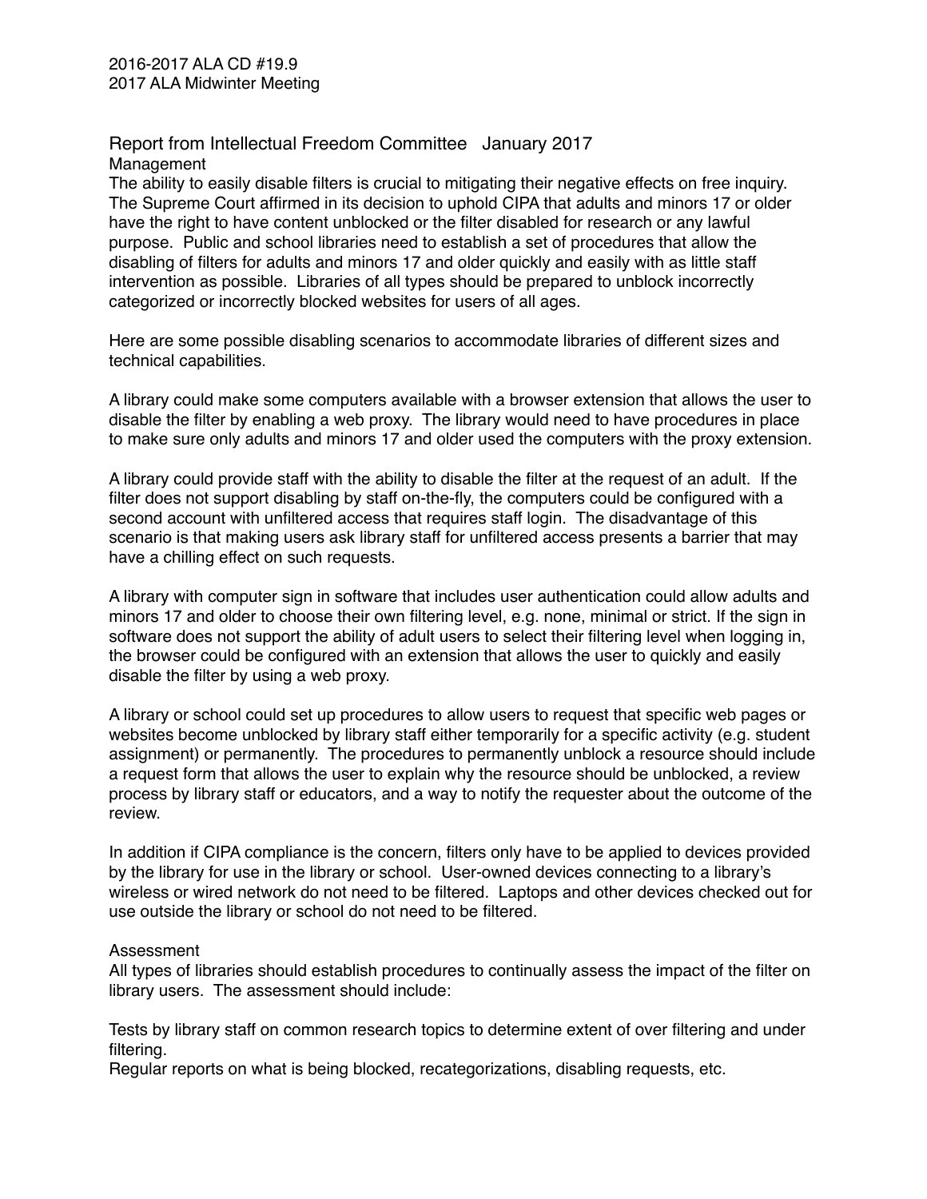2016-2017 ALA CD #19.9
2017 ALA Midwinter Meeting

Report from Intellectual Freedom Committee   January 2017

## Management

The ability to easily disable filters is crucial to mitigating their negative effects on free inquiry. The Supreme Court affirmed in its decision to uphold CIPA that adults and minors 17 or older have the right to have content unblocked or the filter disabled for research or any lawful purpose. Public and school libraries need to establish a set of procedures that allow the disabling of filters for adults and minors 17 and older quickly and easily with as little staff intervention as possible. Libraries of all types should be prepared to unblock incorrectly categorized or incorrectly blocked websites for users of all ages.

Here are some possible disabling scenarios to accommodate libraries of different sizes and technical capabilities.

A library could make some computers available with a browser extension that allows the user to disable the filter by enabling a web proxy. The library would need to have procedures in place to make sure only adults and minors 17 and older used the computers with the proxy extension.

A library could provide staff with the ability to disable the filter at the request of an adult. If the filter does not support disabling by staff on-the-fly, the computers could be configured with a second account with unfiltered access that requires staff login. The disadvantage of this scenario is that making users ask library staff for unfiltered access presents a barrier that may have a chilling effect on such requests.

A library with computer sign in software that includes user authentication could allow adults and minors 17 and older to choose their own filtering level, e.g. none, minimal or strict. If the sign in software does not support the ability of adult users to select their filtering level when logging in, the browser could be configured with an extension that allows the user to quickly and easily disable the filter by using a web proxy.

A library or school could set up procedures to allow users to request that specific web pages or websites become unblocked by library staff either temporarily for a specific activity (e.g. student assignment) or permanently. The procedures to permanently unblock a resource should include a request form that allows the user to explain why the resource should be unblocked, a review process by library staff or educators, and a way to notify the requester about the outcome of the review.

In addition if CIPA compliance is the concern, filters only have to be applied to devices provided by the library for use in the library or school. User-owned devices connecting to a library's wireless or wired network do not need to be filtered. Laptops and other devices checked out for use outside the library or school do not need to be filtered.

## Assessment

All types of libraries should establish procedures to continually assess the impact of the filter on library users. The assessment should include:

Tests by library staff on common research topics to determine extent of over filtering and under filtering.
Regular reports on what is being blocked, recategorizations, disabling requests, etc.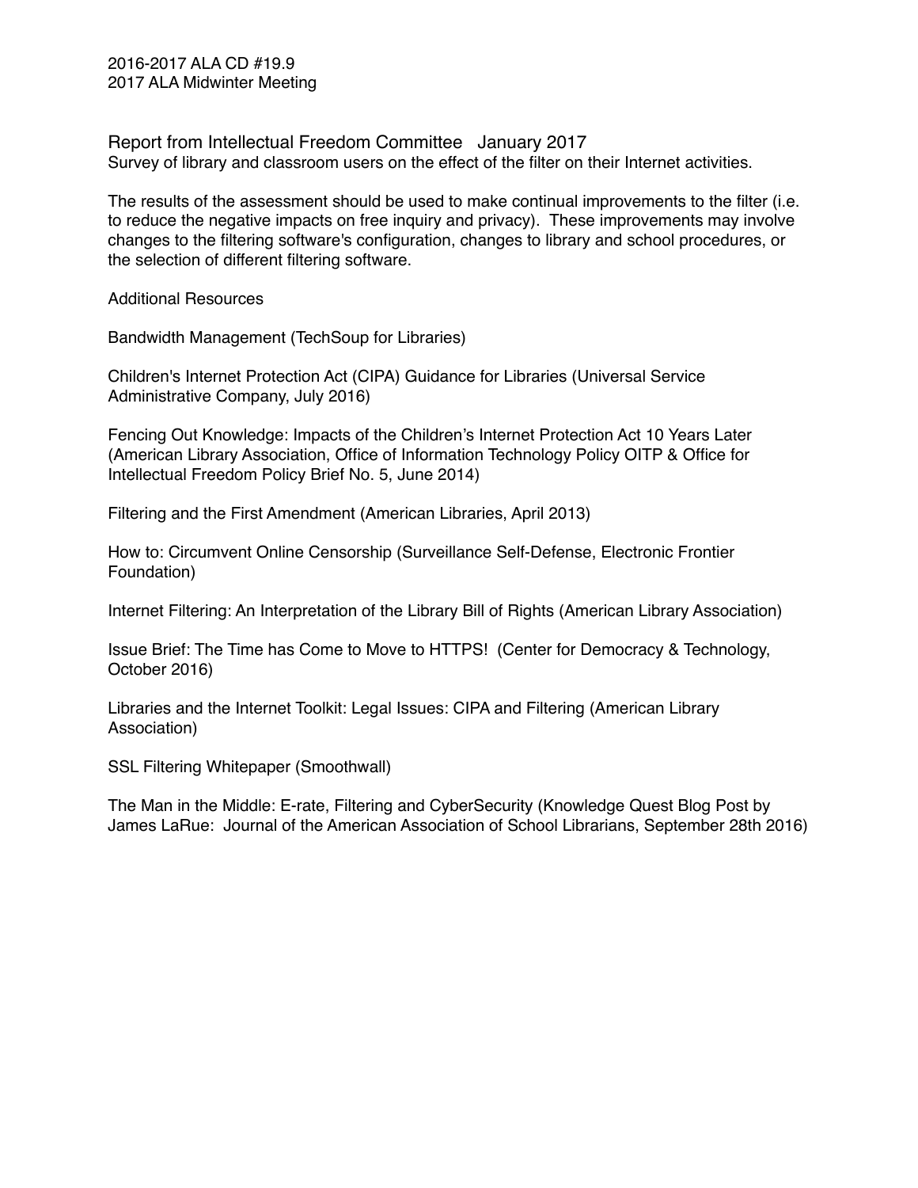2016-2017 ALA CD #19.9
2017 ALA Midwinter Meeting

Report from Intellectual Freedom Committee January 2017

Survey of library and classroom users on the effect of the filter on their Internet activities.

The results of the assessment should be used to make continual improvements to the filter (i.e. to reduce the negative impacts on free inquiry and privacy). These improvements may involve changes to the filtering software's configuration, changes to library and school procedures, or the selection of different filtering software.

## Additional Resources

Bandwidth Management (TechSoup for Libraries)

Children's Internet Protection Act (CIPA) Guidance for Libraries (Universal Service Administrative Company, July 2016)

Fencing Out Knowledge: Impacts of the Children's Internet Protection Act 10 Years Later (American Library Association, Office of Information Technology Policy OITP & Office for Intellectual Freedom Policy Brief No. 5, June 2014)

Filtering and the First Amendment (American Libraries, April 2013)

How to: Circumvent Online Censorship (Surveillance Self-Defense, Electronic Frontier Foundation)

Internet Filtering: An Interpretation of the Library Bill of Rights (American Library Association)

Issue Brief: The Time has Come to Move to HTTPS! (Center for Democracy & Technology, October 2016)

Libraries and the Internet Toolkit: Legal Issues: CIPA and Filtering (American Library Association)

SSL Filtering Whitepaper (Smoothwall)

The Man in the Middle: E-rate, Filtering and CyberSecurity (Knowledge Quest Blog Post by James LaRue: Journal of the American Association of School Librarians, September 28th 2016)